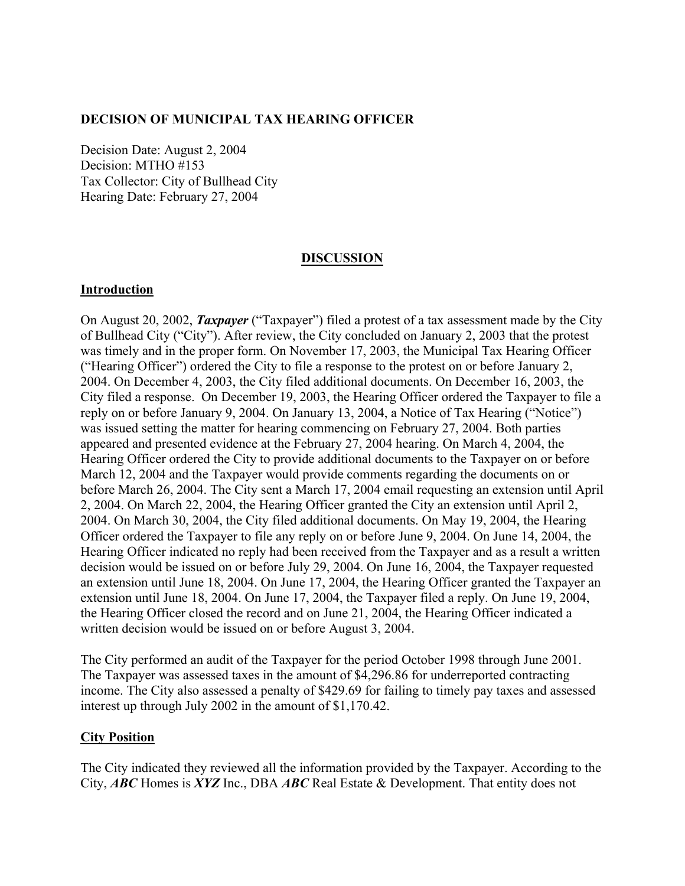**DECISION OF MUNICIPAL TAX HEARING OFFICER**

Decision Date: August 2, 2004
Decision: MTHO #153
Tax Collector: City of Bullhead City
Hearing Date: February 27, 2004

## DISCUSSION

### Introduction

On August 20, 2002, ***Taxpayer*** ("Taxpayer") filed a protest of a tax assessment made by the City of Bullhead City ("City"). After review, the City concluded on January 2, 2003 that the protest was timely and in the proper form. On November 17, 2003, the Municipal Tax Hearing Officer ("Hearing Officer") ordered the City to file a response to the protest on or before January 2, 2004. On December 4, 2003, the City filed additional documents. On December 16, 2003, the City filed a response. On December 19, 2003, the Hearing Officer ordered the Taxpayer to file a reply on or before January 9, 2004. On January 13, 2004, a Notice of Tax Hearing ("Notice") was issued setting the matter for hearing commencing on February 27, 2004. Both parties appeared and presented evidence at the February 27, 2004 hearing. On March 4, 2004, the Hearing Officer ordered the City to provide additional documents to the Taxpayer on or before March 12, 2004 and the Taxpayer would provide comments regarding the documents on or before March 26, 2004. The City sent a March 17, 2004 email requesting an extension until April 2, 2004. On March 22, 2004, the Hearing Officer granted the City an extension until April 2, 2004. On March 30, 2004, the City filed additional documents. On May 19, 2004, the Hearing Officer ordered the Taxpayer to file any reply on or before June 9, 2004. On June 14, 2004, the Hearing Officer indicated no reply had been received from the Taxpayer and as a result a written decision would be issued on or before July 29, 2004. On June 16, 2004, the Taxpayer requested an extension until June 18, 2004. On June 17, 2004, the Hearing Officer granted the Taxpayer an extension until June 18, 2004. On June 17, 2004, the Taxpayer filed a reply. On June 19, 2004, the Hearing Officer closed the record and on June 21, 2004, the Hearing Officer indicated a written decision would be issued on or before August 3, 2004.

The City performed an audit of the Taxpayer for the period October 1998 through June 2001. The Taxpayer was assessed taxes in the amount of $4,296.86 for underreported contracting income. The City also assessed a penalty of $429.69 for failing to timely pay taxes and assessed interest up through July 2002 in the amount of $1,170.42.

### City Position

The City indicated they reviewed all the information provided by the Taxpayer. According to the City, ***ABC*** Homes is ***XYZ*** Inc., DBA ***ABC*** Real Estate & Development. That entity does not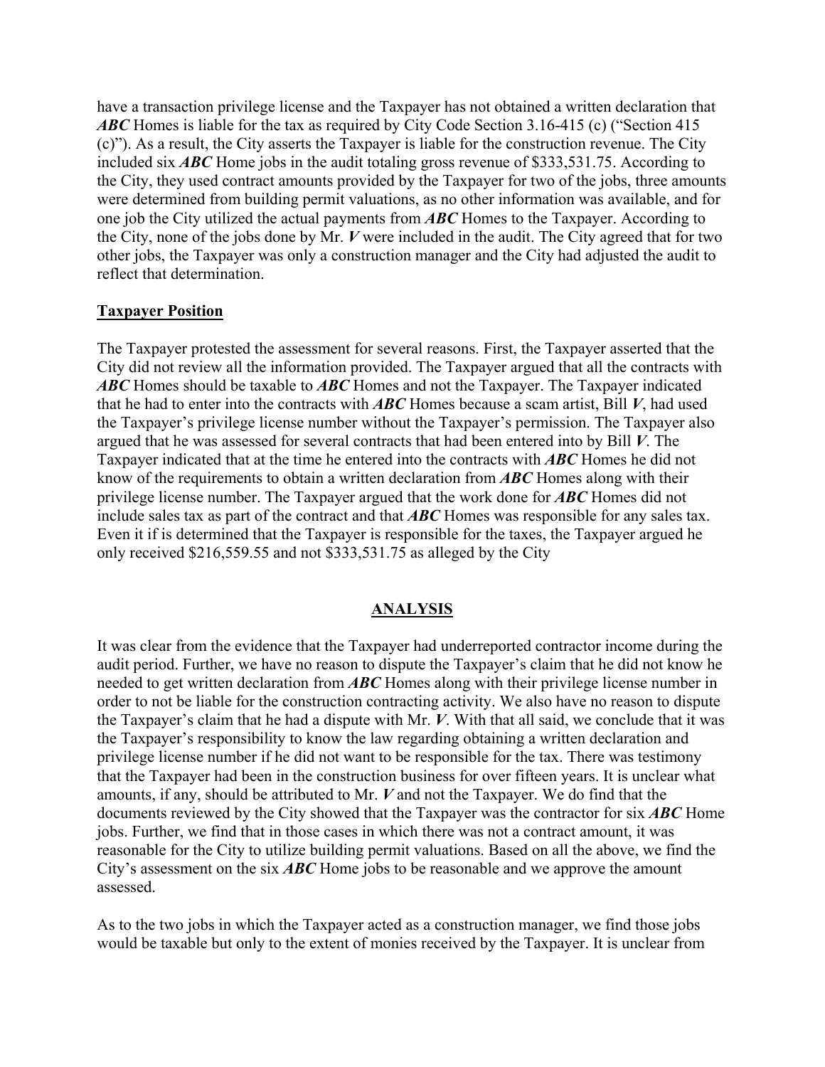have a transaction privilege license and the Taxpayer has not obtained a written declaration that ***ABC*** Homes is liable for the tax as required by City Code Section 3.16-415 (c) ("Section 415 (c)"). As a result, the City asserts the Taxpayer is liable for the construction revenue. The City included six ***ABC*** Home jobs in the audit totaling gross revenue of $333,531.75. According to the City, they used contract amounts provided by the Taxpayer for two of the jobs, three amounts were determined from building permit valuations, as no other information was available, and for one job the City utilized the actual payments from ***ABC*** Homes to the Taxpayer. According to the City, none of the jobs done by Mr. ***V*** were included in the audit. The City agreed that for two other jobs, the Taxpayer was only a construction manager and the City had adjusted the audit to reflect that determination.

**Taxpayer Position**

The Taxpayer protested the assessment for several reasons. First, the Taxpayer asserted that the City did not review all the information provided. The Taxpayer argued that all the contracts with ***ABC*** Homes should be taxable to ***ABC*** Homes and not the Taxpayer. The Taxpayer indicated that he had to enter into the contracts with ***ABC*** Homes because a scam artist, Bill ***V***, had used the Taxpayer's privilege license number without the Taxpayer's permission. The Taxpayer also argued that he was assessed for several contracts that had been entered into by Bill ***V***. The Taxpayer indicated that at the time he entered into the contracts with ***ABC*** Homes he did not know of the requirements to obtain a written declaration from ***ABC*** Homes along with their privilege license number. The Taxpayer argued that the work done for ***ABC*** Homes did not include sales tax as part of the contract and that ***ABC*** Homes was responsible for any sales tax. Even it if is determined that the Taxpayer is responsible for the taxes, the Taxpayer argued he only received $216,559.55 and not $333,531.75 as alleged by the City

## ANALYSIS

It was clear from the evidence that the Taxpayer had underreported contractor income during the audit period. Further, we have no reason to dispute the Taxpayer's claim that he did not know he needed to get written declaration from ***ABC*** Homes along with their privilege license number in order to not be liable for the construction contracting activity. We also have no reason to dispute the Taxpayer's claim that he had a dispute with Mr. ***V***. With that all said, we conclude that it was the Taxpayer's responsibility to know the law regarding obtaining a written declaration and privilege license number if he did not want to be responsible for the tax. There was testimony that the Taxpayer had been in the construction business for over fifteen years. It is unclear what amounts, if any, should be attributed to Mr. ***V*** and not the Taxpayer. We do find that the documents reviewed by the City showed that the Taxpayer was the contractor for six ***ABC*** Home jobs. Further, we find that in those cases in which there was not a contract amount, it was reasonable for the City to utilize building permit valuations. Based on all the above, we find the City's assessment on the six ***ABC*** Home jobs to be reasonable and we approve the amount assessed.

As to the two jobs in which the Taxpayer acted as a construction manager, we find those jobs would be taxable but only to the extent of monies received by the Taxpayer. It is unclear from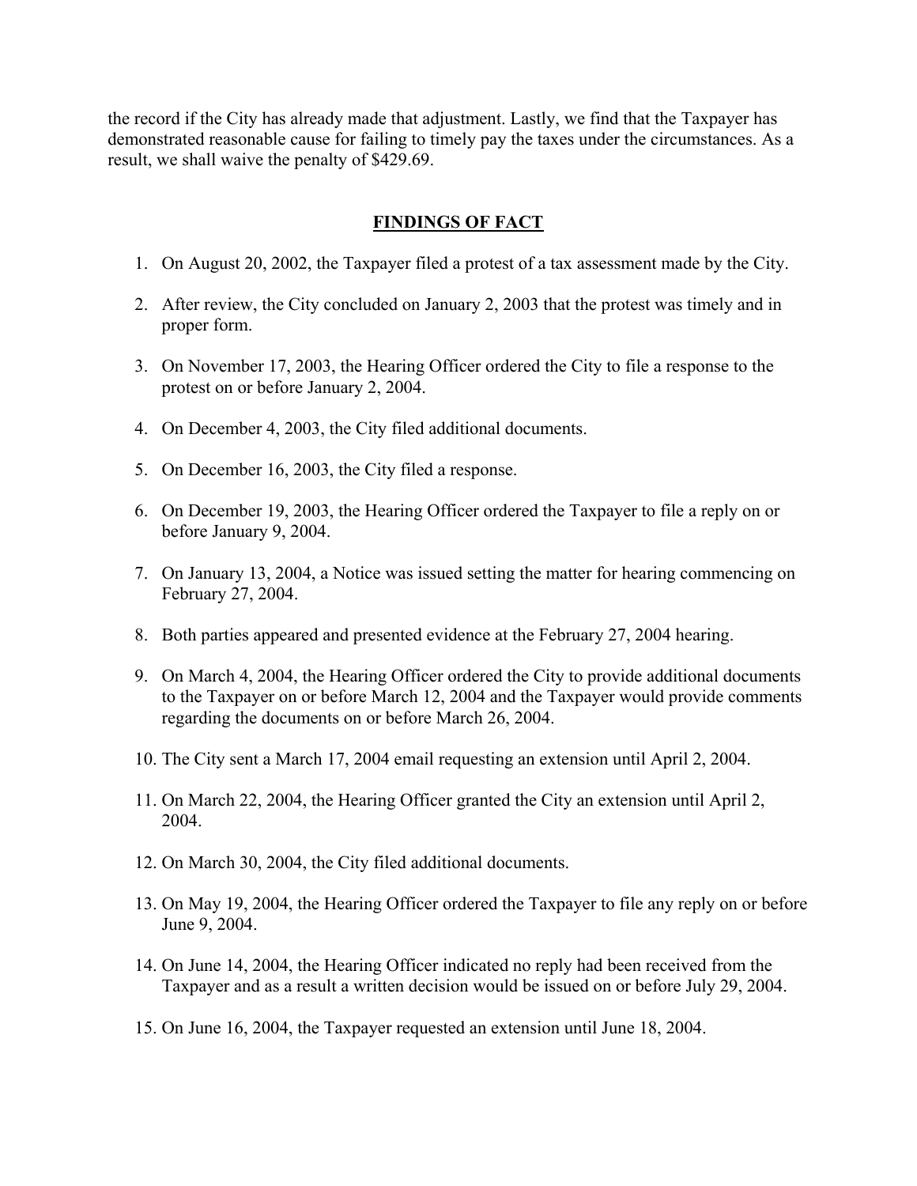the record if the City has already made that adjustment. Lastly, we find that the Taxpayer has demonstrated reasonable cause for failing to timely pay the taxes under the circumstances. As a result, we shall waive the penalty of $429.69.

## FINDINGS OF FACT

1. On August 20, 2002, the Taxpayer filed a protest of a tax assessment made by the City.
2. After review, the City concluded on January 2, 2003 that the protest was timely and in proper form.
3. On November 17, 2003, the Hearing Officer ordered the City to file a response to the protest on or before January 2, 2004.
4. On December 4, 2003, the City filed additional documents.
5. On December 16, 2003, the City filed a response.
6. On December 19, 2003, the Hearing Officer ordered the Taxpayer to file a reply on or before January 9, 2004.
7. On January 13, 2004, a Notice was issued setting the matter for hearing commencing on February 27, 2004.
8. Both parties appeared and presented evidence at the February 27, 2004 hearing.
9. On March 4, 2004, the Hearing Officer ordered the City to provide additional documents to the Taxpayer on or before March 12, 2004 and the Taxpayer would provide comments regarding the documents on or before March 26, 2004.
10. The City sent a March 17, 2004 email requesting an extension until April 2, 2004.
11. On March 22, 2004, the Hearing Officer granted the City an extension until April 2, 2004.
12. On March 30, 2004, the City filed additional documents.
13. On May 19, 2004, the Hearing Officer ordered the Taxpayer to file any reply on or before June 9, 2004.
14. On June 14, 2004, the Hearing Officer indicated no reply had been received from the Taxpayer and as a result a written decision would be issued on or before July 29, 2004.
15. On June 16, 2004, the Taxpayer requested an extension until June 18, 2004.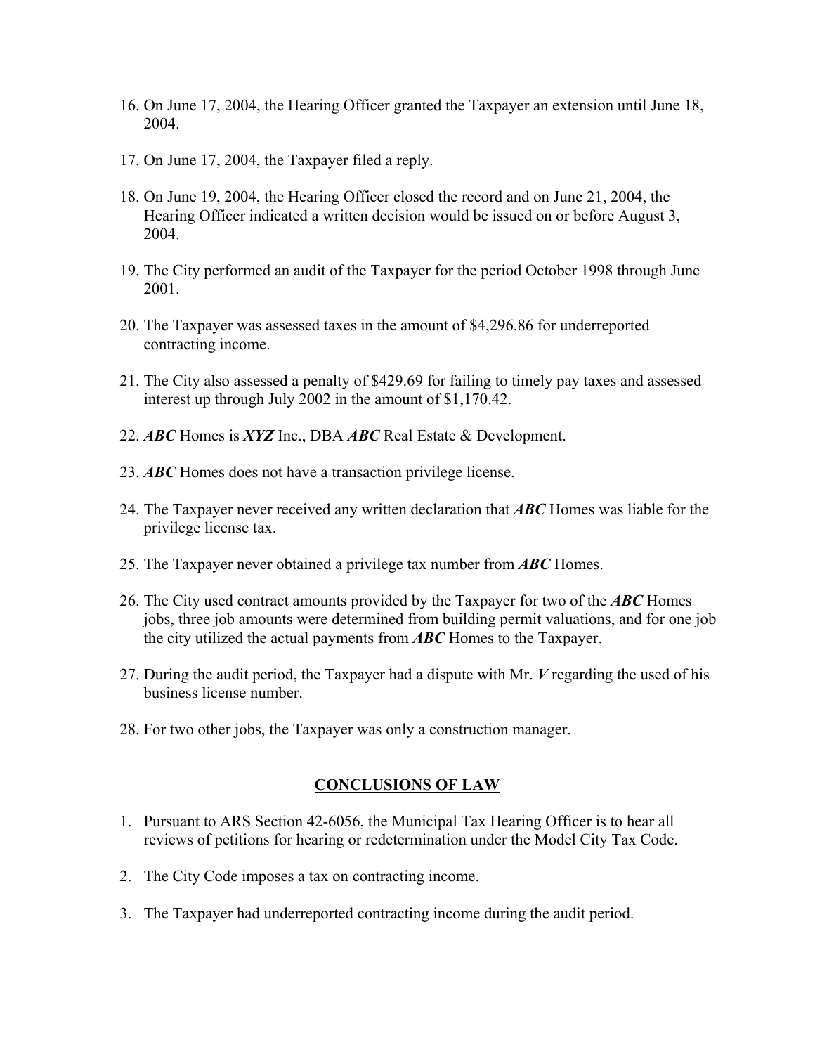16. On June 17, 2004, the Hearing Officer granted the Taxpayer an extension until June 18, 2004.

17. On June 17, 2004, the Taxpayer filed a reply.

18. On June 19, 2004, the Hearing Officer closed the record and on June 21, 2004, the Hearing Officer indicated a written decision would be issued on or before August 3, 2004.

19. The City performed an audit of the Taxpayer for the period October 1998 through June 2001.

20. The Taxpayer was assessed taxes in the amount of $4,296.86 for underreported contracting income.

21. The City also assessed a penalty of $429.69 for failing to timely pay taxes and assessed interest up through July 2002 in the amount of $1,170.42.

22. ***ABC*** Homes is ***XYZ*** Inc., DBA ***ABC*** Real Estate & Development.

23. ***ABC*** Homes does not have a transaction privilege license.

24. The Taxpayer never received any written declaration that ***ABC*** Homes was liable for the privilege license tax.

25. The Taxpayer never obtained a privilege tax number from ***ABC*** Homes.

26. The City used contract amounts provided by the Taxpayer for two of the ***ABC*** Homes jobs, three job amounts were determined from building permit valuations, and for one job the city utilized the actual payments from ***ABC*** Homes to the Taxpayer.

27. During the audit period, the Taxpayer had a dispute with Mr. ***V*** regarding the used of his business license number.

28. For two other jobs, the Taxpayer was only a construction manager.

## CONCLUSIONS OF LAW

1. Pursuant to ARS Section 42-6056, the Municipal Tax Hearing Officer is to hear all reviews of petitions for hearing or redetermination under the Model City Tax Code.

2. The City Code imposes a tax on contracting income.

3. The Taxpayer had underreported contracting income during the audit period.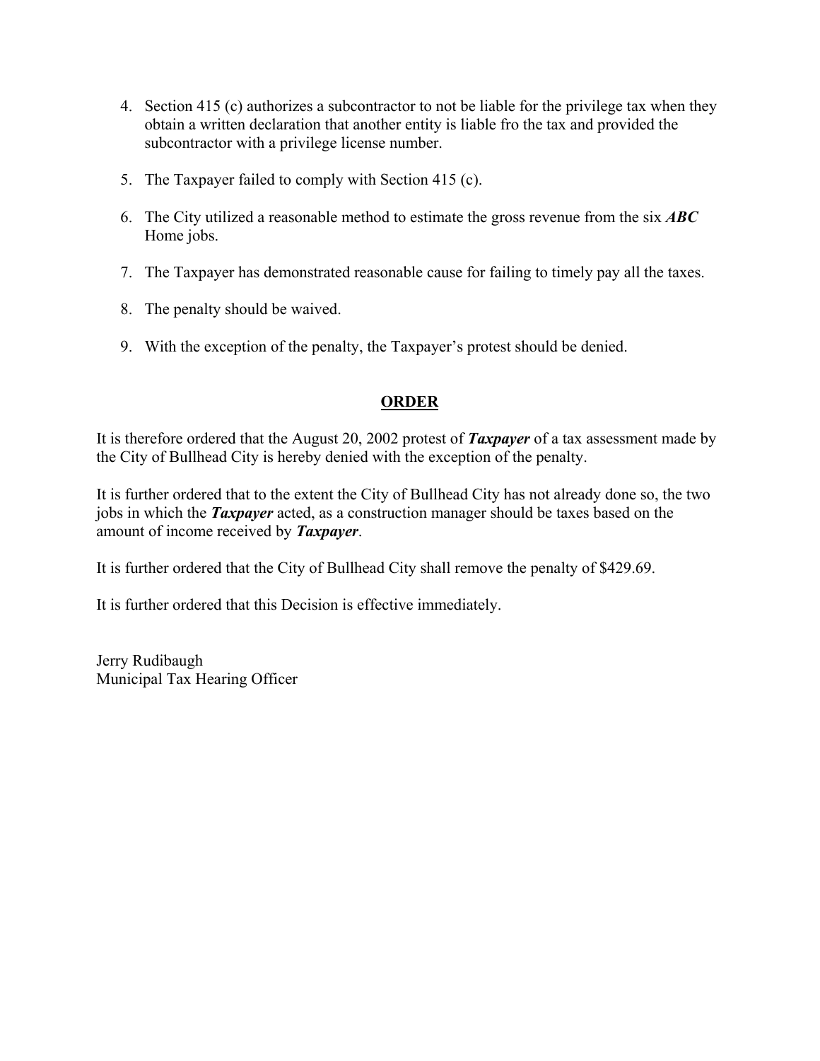4. Section 415 (c) authorizes a subcontractor to not be liable for the privilege tax when they obtain a written declaration that another entity is liable fro the tax and provided the subcontractor with a privilege license number.

5. The Taxpayer failed to comply with Section 415 (c).

6. The City utilized a reasonable method to estimate the gross revenue from the six ***ABC*** Home jobs.

7. The Taxpayer has demonstrated reasonable cause for failing to timely pay all the taxes.

8. The penalty should be waived.

9. With the exception of the penalty, the Taxpayer's protest should be denied.

## ORDER

It is therefore ordered that the August 20, 2002 protest of ***Taxpayer*** of a tax assessment made by the City of Bullhead City is hereby denied with the exception of the penalty.

It is further ordered that to the extent the City of Bullhead City has not already done so, the two jobs in which the ***Taxpayer*** acted, as a construction manager should be taxes based on the amount of income received by ***Taxpayer***.

It is further ordered that the City of Bullhead City shall remove the penalty of $429.69.

It is further ordered that this Decision is effective immediately.

Jerry Rudibaugh
Municipal Tax Hearing Officer